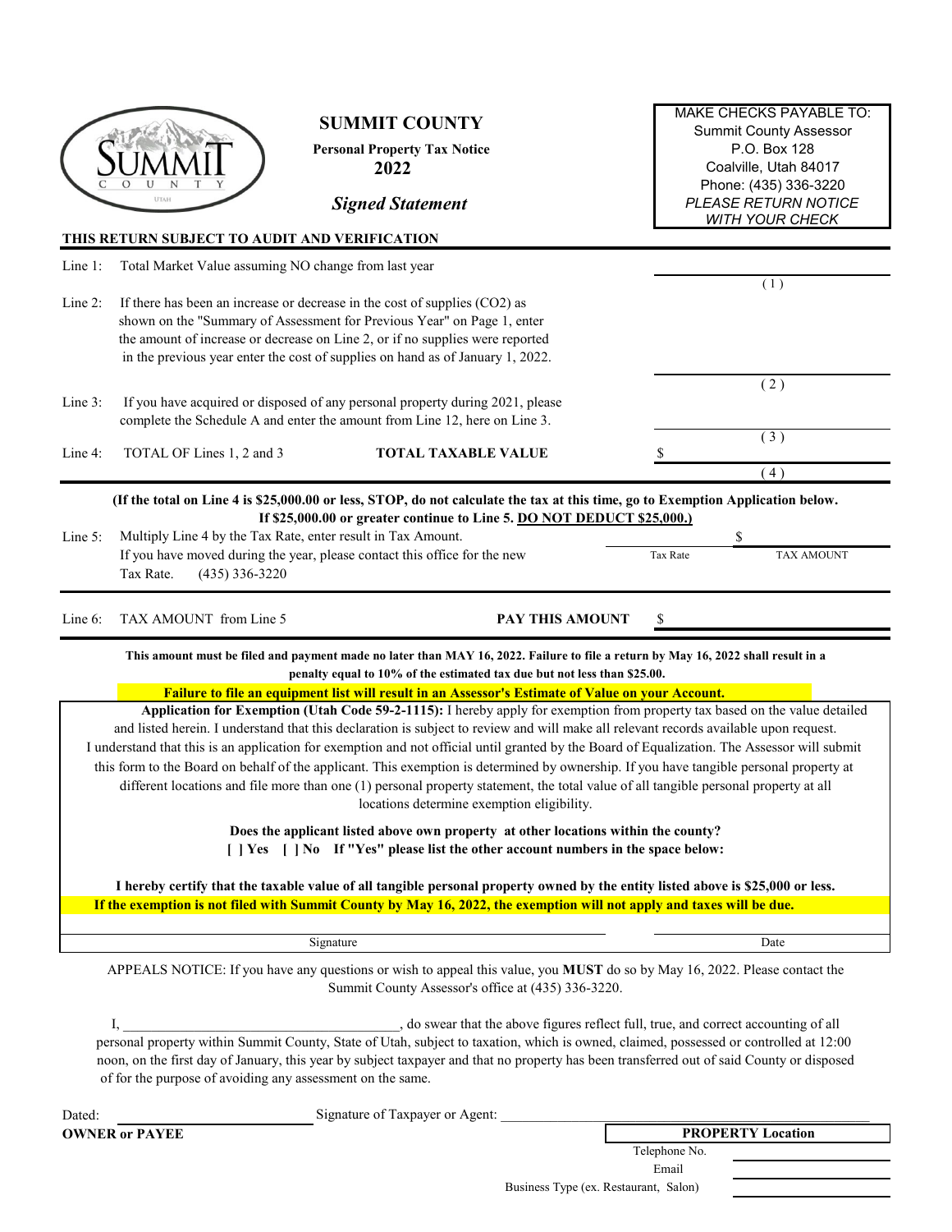# SUMMIT COUNTY

**Personal Property Tax Notice**
**2022**

***Signed Statement***

MAKE CHECKS PAYABLE TO:
Summit County Assessor
P.O. Box 128
Coalville, Utah 84017
Phone: (435) 336-3220
*PLEASE RETURN NOTICE WITH YOUR CHECK*

**THIS RETURN SUBJECT TO AUDIT AND VERIFICATION**

Line 1: Total Market Value assuming NO change from last year ______________ (1)

Line 2: If there has been an increase or decrease in the cost of supplies ($CO_2$) as shown on the "Summary of Assessment for Previous Year" on Page 1, enter the amount of increase or decrease on Line 2, or if no supplies were reported in the previous year enter the cost of supplies on hand as of January 1, 2022. ______________ (2)

Line 3: If you have acquired or disposed of any personal property during 2021, please complete the Schedule A and enter the amount from Line 12, here on Line 3. ______________ (3)

Line 4: TOTAL OF Lines 1, 2 and 3 **TOTAL TAXABLE VALUE** $ ______________ (4)

**(If the total on Line 4 is $25,000.00 or less, STOP, do not calculate the tax at this time, go to Exemption Application below. If $25,000.00 or greater continue to Line 5. DO NOT DEDUCT $25,000.)**

Line 5: Multiply Line 4 by the Tax Rate, enter result in Tax Amount. If you have moved during the year, please contact this office for the new Tax Rate. (435) 336-3220

Tax Rate ______________ $ ______________ TAX AMOUNT

Line 6: TAX AMOUNT from Line 5 **PAY THIS AMOUNT** $ ______________

**This amount must be filed and payment made no later than MAY 16, 2022. Failure to file a return by May 16, 2022 shall result in a penalty equal to 10% of the estimated tax due but not less than $25.00.**

**Failure to file an equipment list will result in an Assessor's Estimate of Value on your Account.**

**Application for Exemption (Utah Code 59-2-1115):** I hereby apply for exemption from property tax based on the value detailed and listed herein. I understand that this declaration is subject to review and will make all relevant records available upon request. I understand that this is an application for exemption and not official until granted by the Board of Equalization. The Assessor will submit this form to the Board on behalf of the applicant. This exemption is determined by ownership. If you have tangible personal property at different locations and file more than one (1) personal property statement, the total value of all tangible personal property at all locations determine exemption eligibility.

**Does the applicant listed above own property at other locations within the county?**
**[ ] Yes [ ] No If "Yes" please list the other account numbers in the space below:**

**I hereby certify that the taxable value of all tangible personal property owned by the entity listed above is $25,000 or less.**
**If the exemption is not filed with Summit County by May 16, 2022, the exemption will not apply and taxes will be due.**

______________________ Signature ______________ Date

APPEALS NOTICE: If you have any questions or wish to appeal this value, you **MUST** do so by May 16, 2022. Please contact the Summit County Assessor's office at (435) 336-3220.

I, ______________________, do swear that the above figures reflect full, true, and correct accounting of all personal property within Summit County, State of Utah, subject to taxation, which is owned, claimed, possessed or controlled at 12:00 noon, on the first day of January, this year by subject taxpayer and that no property has been transferred out of said County or disposed of for the purpose of avoiding any assessment on the same.

Dated: ______________ Signature of Taxpayer or Agent: ______________________

**OWNER or PAYEE**

**PROPERTY Location**

Telephone No. ______________

Email ______________

Business Type (ex. Restaurant, Salon) ______________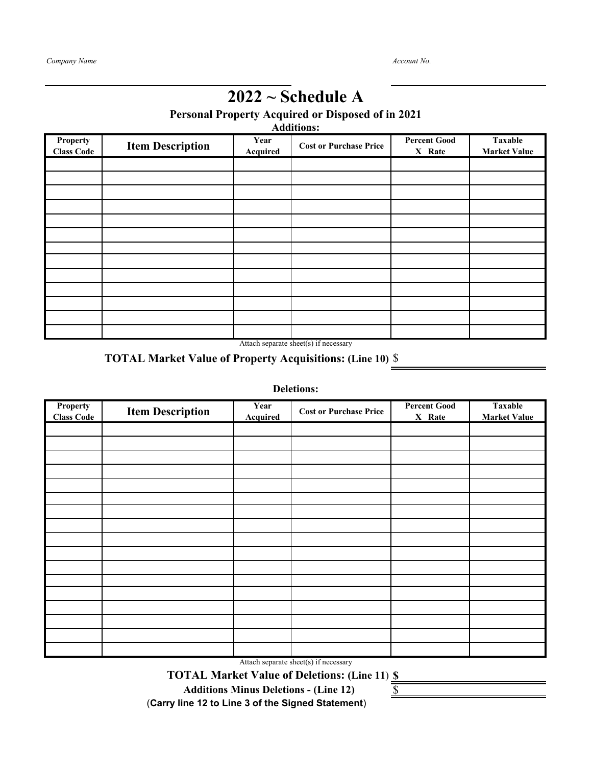*Company Name* ________________________ *Account No.* ________________________

# 2022 ~ Schedule A

## Personal Property Acquired or Disposed of in 2021

### Additions:

| Property Class Code | Item Description | Year Acquired | Cost or Purchase Price | Percent Good X Rate | Taxable Market Value |
|---|---|---|---|---|---|
| | | | | | |
| | | | | | |
| | | | | | |
| | | | | | |
| | | | | | |
| | | | | | |
| | | | | | |
| | | | | | |
| | | | | | |
| | | | | | |
| | | | | | |
| | | | | | |
| | | | | | |

Attach separate sheet(s) if necessary

**TOTAL Market Value of Property Acquisitions: (Line 10)** $ ________________

### Deletions:

| Property Class Code | Item Description | Year Acquired | Cost or Purchase Price | Percent Good X Rate | Taxable Market Value |
|---|---|---|---|---|---|
| | | | | | |
| | | | | | |
| | | | | | |
| | | | | | |
| | | | | | |
| | | | | | |
| | | | | | |
| | | | | | |
| | | | | | |
| | | | | | |
| | | | | | |
| | | | | | |
| | | | | | |
| | | | | | |
| | | | | | |
| | | | | | |
| | | | | | |

Attach separate sheet(s) if necessary

**TOTAL Market Value of Deletions: (Line 11)** **$** ________________

**Additions Minus Deletions - (Line 12)** $ ________________

(**Carry line 12 to Line 3 of the Signed Statement**)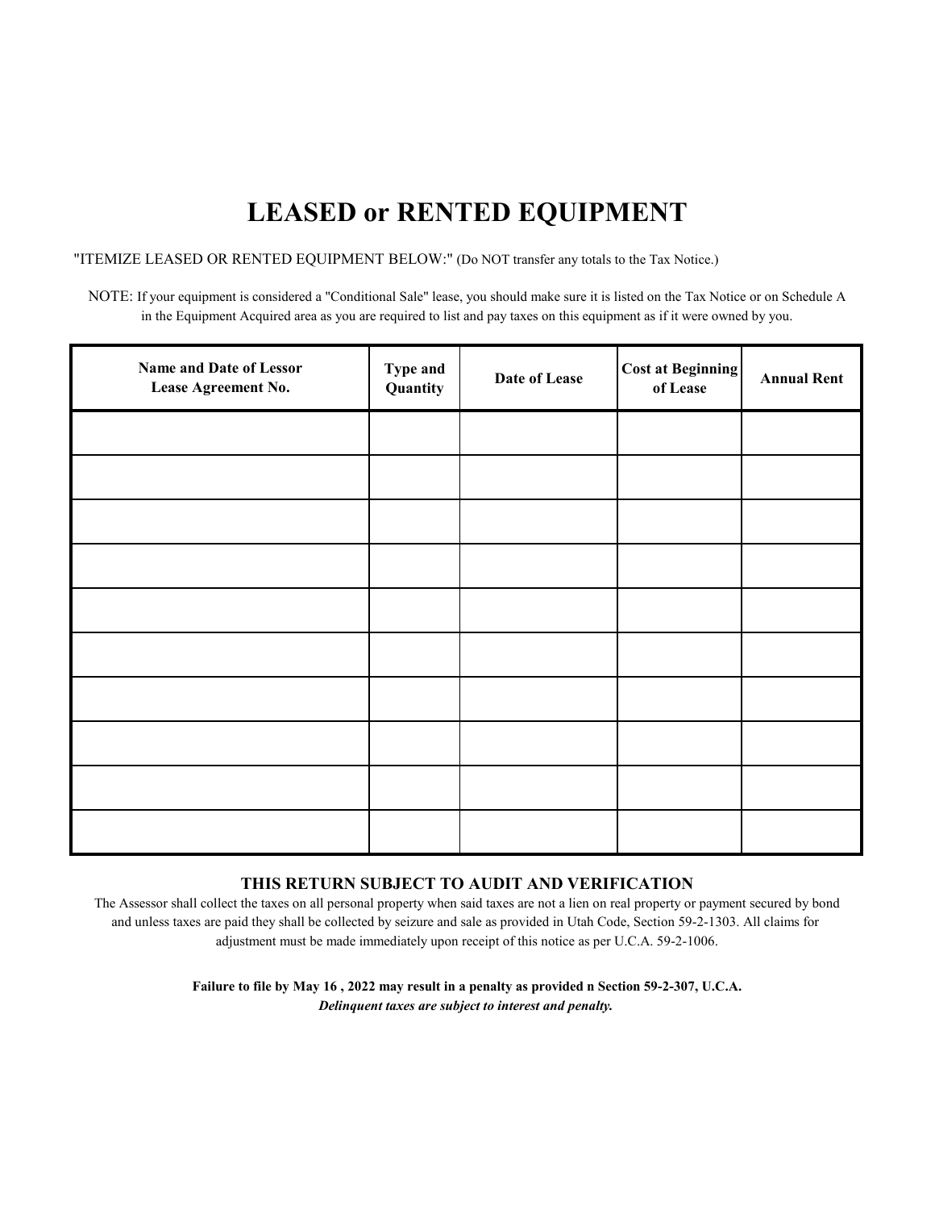# LEASED or RENTED EQUIPMENT

"ITEMIZE LEASED OR RENTED EQUIPMENT BELOW:" (Do NOT transfer any totals to the Tax Notice.)

NOTE: If your equipment is considered a "Conditional Sale" lease, you should make sure it is listed on the Tax Notice or on Schedule A in the Equipment Acquired area as you are required to list and pay taxes on this equipment as if it were owned by you.

| Name and Date of Lessor<br>Lease Agreement No. | Type and Quantity | Date of Lease | Cost at Beginning of Lease | Annual Rent |
|---|---|---|---|---|
| | | | | |
| | | | | |
| | | | | |
| | | | | |
| | | | | |
| | | | | |
| | | | | |
| | | | | |
| | | | | |
| | | | | |

**THIS RETURN SUBJECT TO AUDIT AND VERIFICATION**

The Assessor shall collect the taxes on all personal property when said taxes are not a lien on real property or payment secured by bond and unless taxes are paid they shall be collected by seizure and sale as provided in Utah Code, Section 59-2-1303. All claims for adjustment must be made immediately upon receipt of this notice as per U.C.A. 59-2-1006.

**Failure to file by May 16 , 2022 may result in a penalty as provided n Section 59-2-307, U.C.A.**

***Delinquent taxes are subject to interest and penalty.***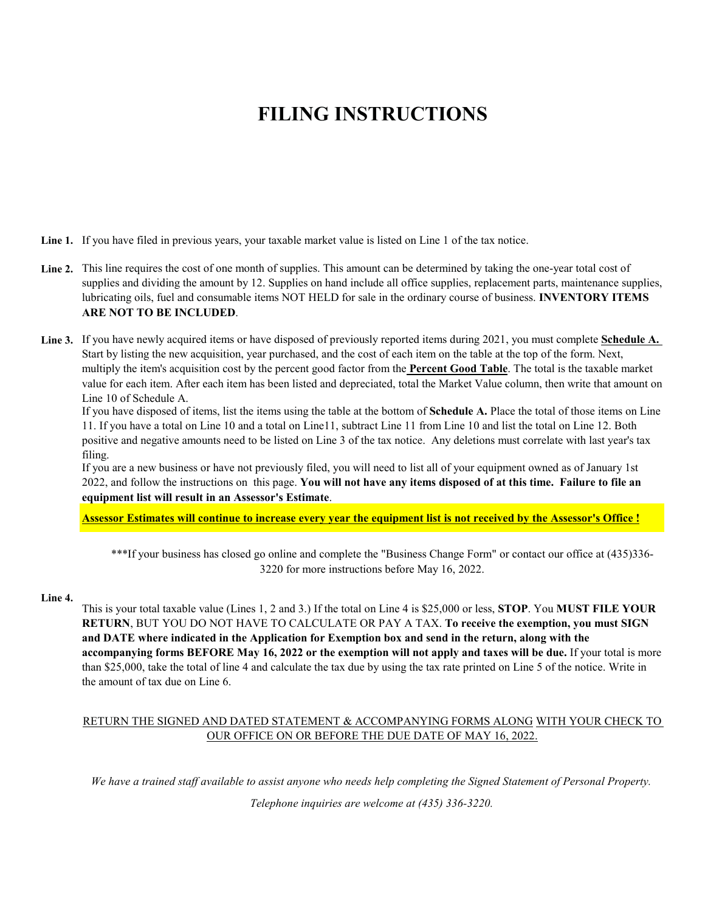# FILING INSTRUCTIONS

**Line 1.** If you have filed in previous years, your taxable market value is listed on Line 1 of the tax notice.

**Line 2.** This line requires the cost of one month of supplies. This amount can be determined by taking the one-year total cost of supplies and dividing the amount by 12. Supplies on hand include all office supplies, replacement parts, maintenance supplies, lubricating oils, fuel and consumable items NOT HELD for sale in the ordinary course of business. **INVENTORY ITEMS ARE NOT TO BE INCLUDED**.

**Line 3.** If you have newly acquired items or have disposed of previously reported items during 2021, you must complete **Schedule A.** Start by listing the new acquisition, year purchased, and the cost of each item on the table at the top of the form. Next, multiply the item's acquisition cost by the percent good factor from the **Percent Good Table**. The total is the taxable market value for each item. After each item has been listed and depreciated, total the Market Value column, then write that amount on Line 10 of Schedule A.

If you have disposed of items, list the items using the table at the bottom of **Schedule A.** Place the total of those items on Line 11. If you have a total on Line 10 and a total on Line11, subtract Line 11 from Line 10 and list the total on Line 12. Both positive and negative amounts need to be listed on Line 3 of the tax notice. Any deletions must correlate with last year's tax filing.

If you are a new business or have not previously filed, you will need to list all of your equipment owned as of January 1st 2022, and follow the instructions on this page. **You will not have any items disposed of at this time. Failure to file an equipment list will result in an Assessor's Estimate**.

**Assessor Estimates will continue to increase every year the equipment list is not received by the Assessor's Office !**

***If your business has closed go online and complete the "Business Change Form" or contact our office at (435)336-3220 for more instructions before May 16, 2022.

**Line 4.** This is your total taxable value (Lines 1, 2 and 3.) If the total on Line 4 is $25,000 or less, **STOP**. You **MUST FILE YOUR RETURN**, BUT YOU DO NOT HAVE TO CALCULATE OR PAY A TAX. **To receive the exemption, you must SIGN and DATE where indicated in the Application for Exemption box and send in the return, along with the accompanying forms BEFORE May 16, 2022 or the exemption will not apply and taxes will be due.** If your total is more than $25,000, take the total of line 4 and calculate the tax due by using the tax rate printed on Line 5 of the notice. Write in the amount of tax due on Line 6.

RETURN THE SIGNED AND DATED STATEMENT & ACCOMPANYING FORMS ALONG WITH YOUR CHECK TO OUR OFFICE ON OR BEFORE THE DUE DATE OF MAY 16, 2022.

*We have a trained staff available to assist anyone who needs help completing the Signed Statement of Personal Property.*

*Telephone inquiries are welcome at (435) 336-3220.*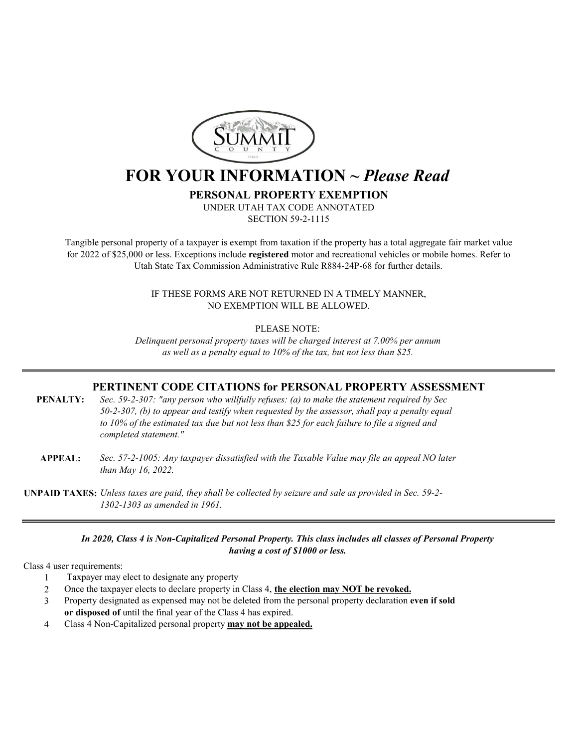# FOR YOUR INFORMATION ~ *Please Read*

## PERSONAL PROPERTY EXEMPTION

UNDER UTAH TAX CODE ANNOTATED
SECTION 59-2-1115

Tangible personal property of a taxpayer is exempt from taxation if the property has a total aggregate fair market value for 2022 of $25,000 or less. Exceptions include **registered** motor and recreational vehicles or mobile homes. Refer to Utah State Tax Commission Administrative Rule R884-24P-68 for further details.

IF THESE FORMS ARE NOT RETURNED IN A TIMELY MANNER,
NO EXEMPTION WILL BE ALLOWED.

PLEASE NOTE:

*Delinquent personal property taxes will be charged interest at 7.00% per annum as well as a penalty equal to 10% of the tax, but not less than $25.*

---

## PERTINENT CODE CITATIONS for PERSONAL PROPERTY ASSESSMENT

**PENALTY:** *Sec. 59-2-307: "any person who willfully refuses: (a) to make the statement required by Sec 50-2-307, (b) to appear and testify when requested by the assessor, shall pay a penalty equal to 10% of the estimated tax due but not less than $25 for each failure to file a signed and completed statement."*

**APPEAL:** *Sec. 57-2-1005: Any taxpayer dissatisfied with the Taxable Value may file an appeal NO later than May 16, 2022.*

**UNPAID TAXES:** *Unless taxes are paid, they shall be collected by seizure and sale as provided in Sec. 59-2-1302-1303 as amended in 1961.*

---

***In 2020, Class 4 is Non-Capitalized Personal Property. This class includes all classes of Personal Property having a cost of $1000 or less.***

Class 4 user requirements:

1. Taxpayer may elect to designate any property
2. Once the taxpayer elects to declare property in Class 4, **the election may NOT be revoked.**
3. Property designated as expensed may not be deleted from the personal property declaration **even if sold or disposed of** until the final year of the Class 4 has expired.
4. Class 4 Non-Capitalized personal property **may not be appealed.**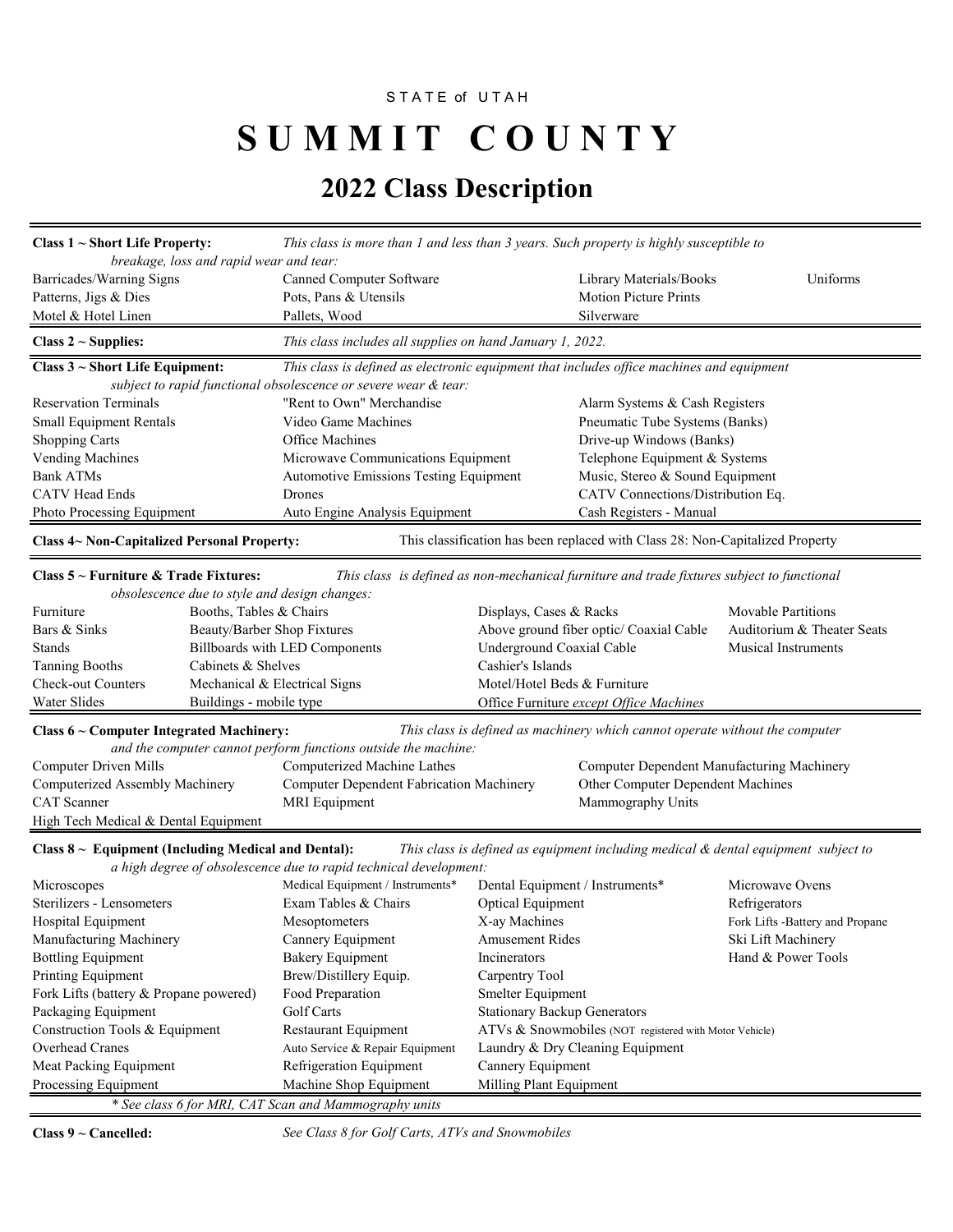STATE of UTAH

# SUMMIT COUNTY

## 2022 Class Description

**Class 1 ~ Short Life Property:** *This class is more than 1 and less than 3 years. Such property is highly susceptible to breakage, loss and rapid wear and tear:*

| | | | |
|---|---|---|---|
| Barricades/Warning Signs | Canned Computer Software | Library Materials/Books | Uniforms |
| Patterns, Jigs & Dies | Pots, Pans & Utensils | Motion Picture Prints | |
| Motel & Hotel Linen | Pallets, Wood | Silverware | |

**Class 2 ~ Supplies:** *This class includes all supplies on hand January 1, 2022.*

**Class 3 ~ Short Life Equipment:** *This class is defined as electronic equipment that includes office machines and equipment subject to rapid functional obsolescence or severe wear & tear:*

| | | |
|---|---|---|
| Reservation Terminals | "Rent to Own" Merchandise | Alarm Systems & Cash Registers |
| Small Equipment Rentals | Video Game Machines | Pneumatic Tube Systems (Banks) |
| Shopping Carts | Office Machines | Drive-up Windows (Banks) |
| Vending Machines | Microwave Communications Equipment | Telephone Equipment & Systems |
| Bank ATMs | Automotive Emissions Testing Equipment | Music, Stereo & Sound Equipment |
| CATV Head Ends | Drones | CATV Connections/Distribution Eq. |
| Photo Processing Equipment | Auto Engine Analysis Equipment | Cash Registers - Manual |

**Class 4~ Non-Capitalized Personal Property:** This classification has been replaced with Class 28: Non-Capitalized Property

**Class 5 ~ Furniture & Trade Fixtures:** *This class is defined as non-mechanical furniture and trade fixtures subject to functional obsolescence due to style and design changes:*

| | | | |
|---|---|---|---|
| Furniture | Booths, Tables & Chairs | Displays, Cases & Racks | Movable Partitions |
| Bars & Sinks | Beauty/Barber Shop Fixtures | Above ground fiber optic/ Coaxial Cable | Auditorium & Theater Seats |
| Stands | Billboards with LED Components | Underground Coaxial Cable | Musical Instruments |
| Tanning Booths | Cabinets & Shelves | Cashier's Islands | |
| Check-out Counters | Mechanical & Electrical Signs | Motel/Hotel Beds & Furniture | |
| Water Slides | Buildings - mobile type | Office Furniture *except Office Machines* | |

**Class 6 ~ Computer Integrated Machinery:** *This class is defined as machinery which cannot operate without the computer and the computer cannot perform functions outside the machine:*

| | | |
|---|---|---|
| Computer Driven Mills | Computerized Machine Lathes | Computer Dependent Manufacturing Machinery |
| Computerized Assembly Machinery | Computer Dependent Fabrication Machinery | Other Computer Dependent Machines |
| CAT Scanner | MRI Equipment | Mammography Units |
| High Tech Medical & Dental Equipment | | |

**Class 8 ~ Equipment (Including Medical and Dental):** *This class is defined as equipment including medical & dental equipment subject to a high degree of obsolescence due to rapid technical development:*

| | | | |
|---|---|---|---|
| Microscopes | Medical Equipment / Instruments* | Dental Equipment / Instruments* | Microwave Ovens |
| Sterilizers - Lensometers | Exam Tables & Chairs | Optical Equipment | Refrigerators |
| Hospital Equipment | Mesoptometers | X-ay Machines | Fork Lifts -Battery and Propane |
| Manufacturing Machinery | Cannery Equipment | Amusement Rides | Ski Lift Machinery |
| Bottling Equipment | Bakery Equipment | Incinerators | Hand & Power Tools |
| Printing Equipment | Brew/Distillery Equip. | Carpentry Tool | |
| Fork Lifts (battery & Propane powered) | Food Preparation | Smelter Equipment | |
| Packaging Equipment | Golf Carts | Stationary Backup Generators | |
| Construction Tools & Equipment | Restaurant Equipment | ATVs & Snowmobiles (NOT registered with Motor Vehicle) | |
| Overhead Cranes | Auto Service & Repair Equipment | Laundry & Dry Cleaning Equipment | |
| Meat Packing Equipment | Refrigeration Equipment | Cannery Equipment | |
| Processing Equipment | Machine Shop Equipment | Milling Plant Equipment | |

*\* See class 6 for MRI, CAT Scan and Mammography units*

**Class 9 ~ Cancelled:** *See Class 8 for Golf Carts, ATVs and Snowmobiles*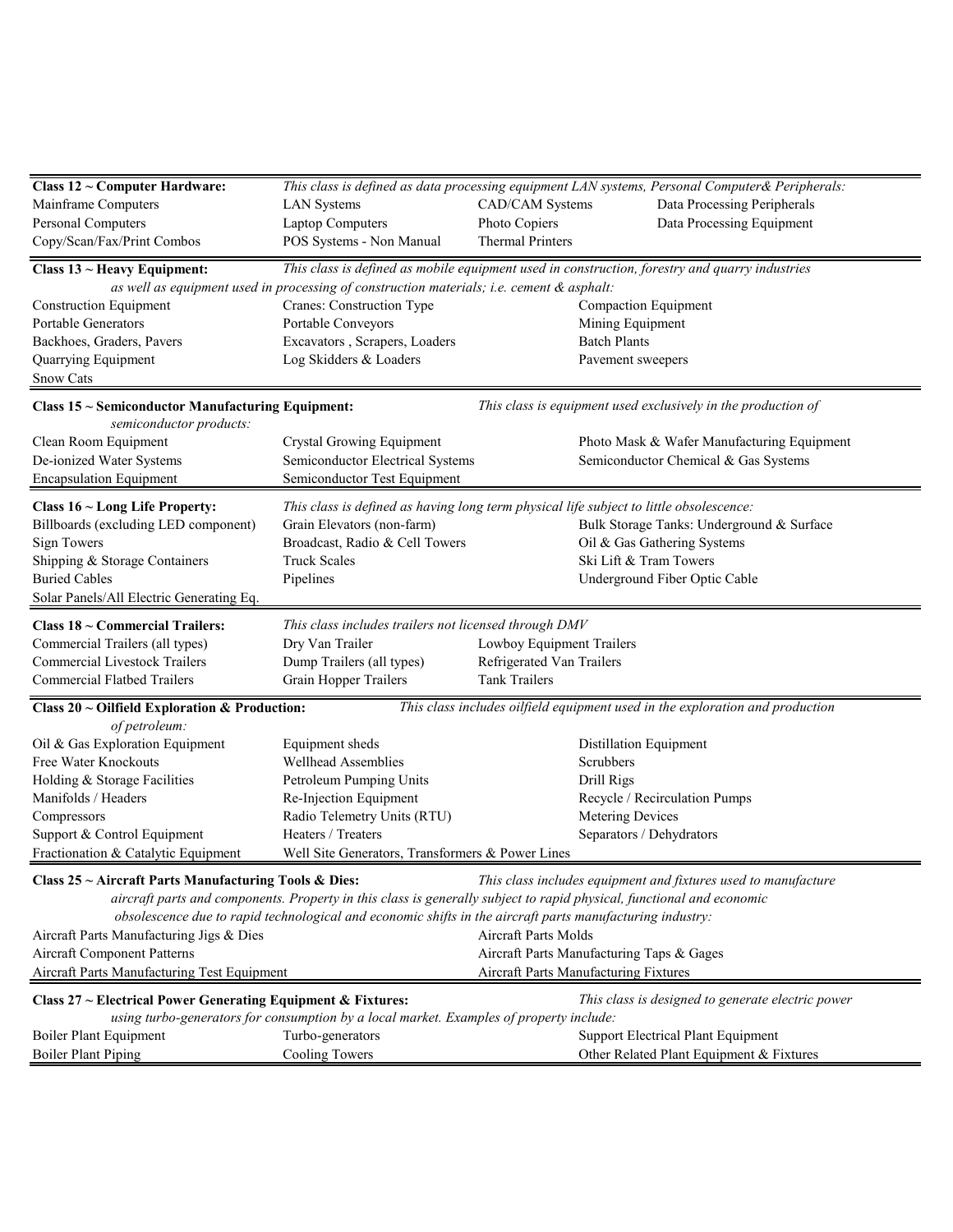**Class 12 ~ Computer Hardware:** *This class is defined as data processing equipment LAN systems, Personal Computer& Peripherals:*

| | | | |
|---|---|---|---|
| Mainframe Computers | LAN Systems | CAD/CAM Systems | Data Processing Peripherals |
| Personal Computers | Laptop Computers | Photo Copiers | Data Processing Equipment |
| Copy/Scan/Fax/Print Combos | POS Systems - Non Manual | Thermal Printers | |

**Class 13 ~ Heavy Equipment:** *This class is defined as mobile equipment used in construction, forestry and quarry industries as well as equipment used in processing of construction materials; i.e. cement & asphalt:*

| | | |
|---|---|---|
| Construction Equipment | Cranes: Construction Type | Compaction Equipment |
| Portable Generators | Portable Conveyors | Mining Equipment |
| Backhoes, Graders, Pavers | Excavators , Scrapers, Loaders | Batch Plants |
| Quarrying Equipment | Log Skidders & Loaders | Pavement sweepers |
| Snow Cats | | |

**Class 15 ~ Semiconductor Manufacturing Equipment:** *This class is equipment used exclusively in the production of semiconductor products:*

| | | |
|---|---|---|
| Clean Room Equipment | Crystal Growing Equipment | Photo Mask & Wafer Manufacturing Equipment |
| De-ionized Water Systems | Semiconductor Electrical Systems | Semiconductor Chemical & Gas Systems |
| Encapsulation Equipment | Semiconductor Test Equipment | |

**Class 16 ~ Long Life Property:** *This class is defined as having long term physical life subject to little obsolescence:*

| | | |
|---|---|---|
| Billboards (excluding LED component) | Grain Elevators (non-farm) | Bulk Storage Tanks: Underground & Surface |
| Sign Towers | Broadcast, Radio & Cell Towers | Oil & Gas Gathering Systems |
| Shipping & Storage Containers | Truck Scales | Ski Lift & Tram Towers |
| Buried Cables | Pipelines | Underground Fiber Optic Cable |
| Solar Panels/All Electric Generating Eq. | | |

**Class 18 ~ Commercial Trailers:** *This class includes trailers not licensed through DMV*

| | | |
|---|---|---|
| Commercial Trailers (all types) | Dry Van Trailer | Lowboy Equipment Trailers |
| Commercial Livestock Trailers | Dump Trailers (all types) | Refrigerated Van Trailers |
| Commercial Flatbed Trailers | Grain Hopper Trailers | Tank Trailers |

**Class 20 ~ Oilfield Exploration & Production:** *This class includes oilfield equipment used in the exploration and production of petroleum:*

| | | |
|---|---|---|
| Oil & Gas Exploration Equipment | Equipment sheds | Distillation Equipment |
| Free Water Knockouts | Wellhead Assemblies | Scrubbers |
| Holding & Storage Facilities | Petroleum Pumping Units | Drill Rigs |
| Manifolds / Headers | Re-Injection Equipment | Recycle / Recirculation Pumps |
| Compressors | Radio Telemetry Units (RTU) | Metering Devices |
| Support & Control Equipment | Heaters / Treaters | Separators / Dehydrators |
| Fractionation & Catalytic Equipment | Well Site Generators, Transformers & Power Lines | |

**Class 25 ~ Aircraft Parts Manufacturing Tools & Dies:** *This class includes equipment and fixtures used to manufacture aircraft parts and components. Property in this class is generally subject to rapid physical, functional and economic obsolescence due to rapid technological and economic shifts in the aircraft parts manufacturing industry:*

| | |
|---|---|
| Aircraft Parts Manufacturing Jigs & Dies | Aircraft Parts Molds |
| Aircraft Component Patterns | Aircraft Parts Manufacturing Taps & Gages |
| Aircraft Parts Manufacturing Test Equipment | Aircraft Parts Manufacturing Fixtures |

**Class 27 ~ Electrical Power Generating Equipment & Fixtures:** *This class is designed to generate electric power using turbo-generators for consumption by a local market. Examples of property include:*

| | | |
|---|---|---|
| Boiler Plant Equipment | Turbo-generators | Support Electrical Plant Equipment |
| Boiler Plant Piping | Cooling Towers | Other Related Plant Equipment & Fixtures |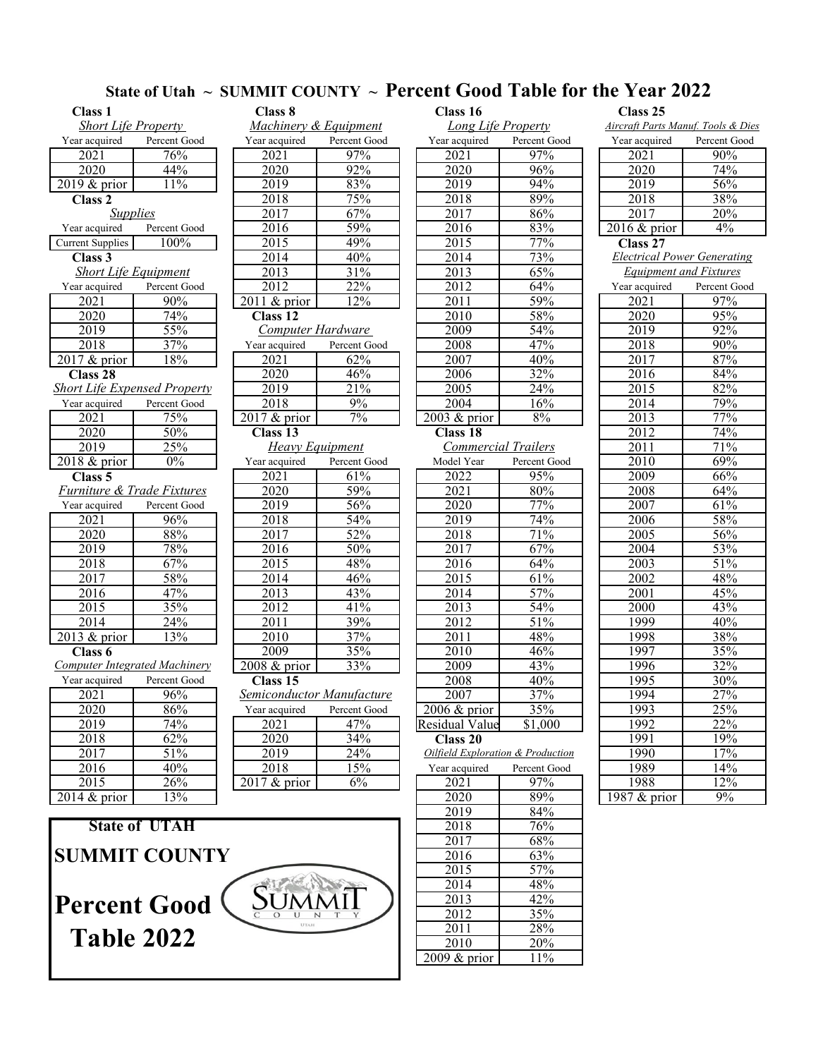# State of Utah ~ SUMMIT COUNTY ~ Percent Good Table for the Year 2022

### Class 1
*Short Life Property*

| Year acquired | Percent Good |
|---|---|
| 2021 | 76% |
| 2020 | 44% |
| 2019 & prior | 11% |

### Class 2
*Supplies*

| Year acquired | Percent Good |
|---|---|
| Current Supplies | 100% |

### Class 3
*Short Life Equipment*

| Year acquired | Percent Good |
|---|---|
| 2021 | 90% |
| 2020 | 74% |
| 2019 | 55% |
| 2018 | 37% |
| 2017 & prior | 18% |

### Class 28
*Short Life Expensed Property*

| Year acquired | Percent Good |
|---|---|
| 2021 | 75% |
| 2020 | 50% |
| 2019 | 25% |
| 2018 & prior | 0% |

### Class 5
*Furniture & Trade Fixtures*

| Year acquired | Percent Good |
|---|---|
| 2021 | 96% |
| 2020 | 88% |
| 2019 | 78% |
| 2018 | 67% |
| 2017 | 58% |
| 2016 | 47% |
| 2015 | 35% |
| 2014 | 24% |
| 2013 & prior | 13% |

### Class 6
*Computer Integrated Machinery*

| Year acquired | Percent Good |
|---|---|
| 2021 | 96% |
| 2020 | 86% |
| 2019 | 74% |
| 2018 | 62% |
| 2017 | 51% |
| 2016 | 40% |
| 2015 | 26% |
| 2014 & prior | 13% |

### Class 8
*Machinery & Equipment*

| Year acquired | Percent Good |
|---|---|
| 2021 | 97% |
| 2020 | 92% |
| 2019 | 83% |
| 2018 | 75% |
| 2017 | 67% |
| 2016 | 59% |
| 2015 | 49% |
| 2014 | 40% |
| 2013 | 31% |
| 2012 | 22% |
| 2011 & prior | 12% |

### Class 12
*Computer Hardware*

| Year acquired | Percent Good |
|---|---|
| 2021 | 62% |
| 2020 | 46% |
| 2019 | 21% |
| 2018 | 9% |
| 2017 & prior | 7% |

### Class 13
*Heavy Equipment*

| Year acquired | Percent Good |
|---|---|
| 2021 | 61% |
| 2020 | 59% |
| 2019 | 56% |
| 2018 | 54% |
| 2017 | 52% |
| 2016 | 50% |
| 2015 | 48% |
| 2014 | 46% |
| 2013 | 43% |
| 2012 | 41% |
| 2011 | 39% |
| 2010 | 37% |
| 2009 | 35% |
| 2008 & prior | 33% |

### Class 15
*Semiconductor Manufacture*

| Year acquired | Percent Good |
|---|---|
| 2021 | 47% |
| 2020 | 34% |
| 2019 | 24% |
| 2018 | 15% |
| 2017 & prior | 6% |

### Class 16
*Long Life Property*

| Year acquired | Percent Good |
|---|---|
| 2021 | 97% |
| 2020 | 96% |
| 2019 | 94% |
| 2018 | 89% |
| 2017 | 86% |
| 2016 | 83% |
| 2015 | 77% |
| 2014 | 73% |
| 2013 | 65% |
| 2012 | 64% |
| 2011 | 59% |
| 2010 | 58% |
| 2009 | 54% |
| 2008 | 47% |
| 2007 | 40% |
| 2006 | 32% |
| 2005 | 24% |
| 2004 | 16% |
| 2003 & prior | 8% |

### Class 18
*Commercial Trailers*

| Model Year | Percent Good |
|---|---|
| 2022 | 95% |
| 2021 | 80% |
| 2020 | 77% |
| 2019 | 74% |
| 2018 | 71% |
| 2017 | 67% |
| 2016 | 64% |
| 2015 | 61% |
| 2014 | 57% |
| 2013 | 54% |
| 2012 | 51% |
| 2011 | 48% |
| 2010 | 46% |
| 2009 | 43% |
| 2008 | 40% |
| 2007 | 37% |
| 2006 & prior | 35% |
| Residual Value | $1,000 |

### Class 20
*Oilfield Exploration & Production*

| Year acquired | Percent Good |
|---|---|
| 2021 | 97% |
| 2020 | 89% |
| 2019 | 84% |
| 2018 | 76% |
| 2017 | 68% |
| 2016 | 63% |
| 2015 | 57% |
| 2014 | 48% |
| 2013 | 42% |
| 2012 | 35% |
| 2011 | 28% |
| 2010 | 20% |
| 2009 & prior | 11% |

### Class 25
*Aircraft Parts Manuf. Tools & Dies*

| Year acquired | Percent Good |
|---|---|
| 2021 | 90% |
| 2020 | 74% |
| 2019 | 56% |
| 2018 | 38% |
| 2017 | 20% |
| 2016 & prior | 4% |

### Class 27
*Electrical Power Generating Equipment and Fixtures*

| Year acquired | Percent Good |
|---|---|
| 2021 | 97% |
| 2020 | 95% |
| 2019 | 92% |
| 2018 | 90% |
| 2017 | 87% |
| 2016 | 84% |
| 2015 | 82% |
| 2014 | 79% |
| 2013 | 77% |
| 2012 | 74% |
| 2011 | 71% |
| 2010 | 69% |
| 2009 | 66% |
| 2008 | 64% |
| 2007 | 61% |
| 2006 | 58% |
| 2005 | 56% |
| 2004 | 53% |
| 2003 | 51% |
| 2002 | 48% |
| 2001 | 45% |
| 2000 | 43% |
| 1999 | 40% |
| 1998 | 38% |
| 1997 | 35% |
| 1996 | 32% |
| 1995 | 30% |
| 1994 | 27% |
| 1993 | 25% |
| 1992 | 22% |
| 1991 | 19% |
| 1990 | 17% |
| 1989 | 14% |
| 1988 | 12% |
| 1987 & prior | 9% |

**State of UTAH**

**SUMMIT COUNTY**

**Percent Good Table 2022**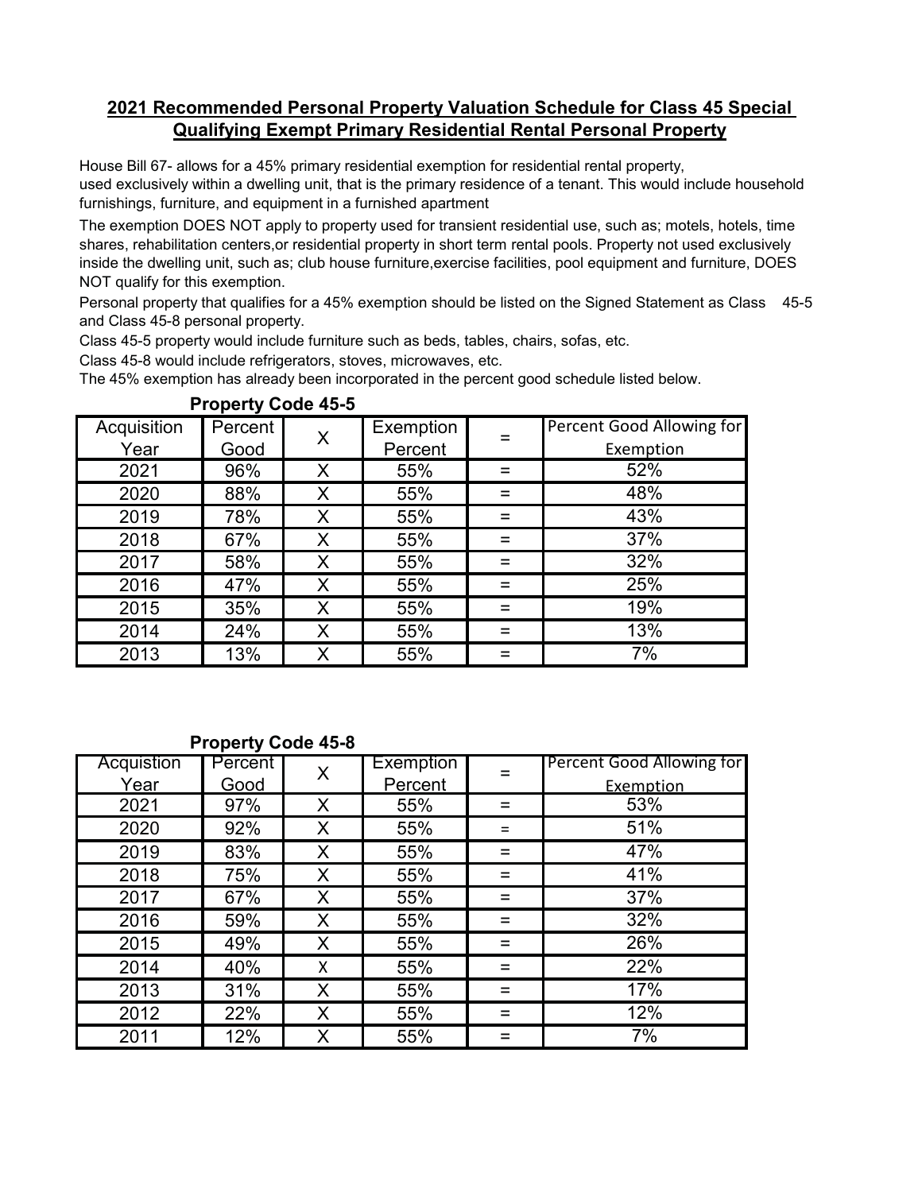## 2021 Recommended Personal Property Valuation Schedule for Class 45 Special Qualifying Exempt Primary Residential Rental Personal Property

House Bill 67- allows for a 45% primary residential exemption for residential rental property, used exclusively within a dwelling unit, that is the primary residence of a tenant. This would include household furnishings, furniture, and equipment in a furnished apartment

The exemption DOES NOT apply to property used for transient residential use, such as; motels, hotels, time shares, rehabilitation centers,or residential property in short term rental pools. Property not used exclusively inside the dwelling unit, such as; club house furniture,exercise facilities, pool equipment and furniture, DOES NOT qualify for this exemption.

Personal property that qualifies for a 45% exemption should be listed on the Signed Statement as Class 45-5 and Class 45-8 personal property.

Class 45-5 property would include furniture such as beds, tables, chairs, sofas, etc.

Class 45-8 would include refrigerators, stoves, microwaves, etc.

The 45% exemption has already been incorporated in the percent good schedule listed below.

### Property Code 45-5

| Acquisition Year | Percent Good | X | Exemption Percent | = | Percent Good Allowing for Exemption |
|---|---|---|---|---|---|
| 2021 | 96% | X | 55% | = | 52% |
| 2020 | 88% | X | 55% | = | 48% |
| 2019 | 78% | X | 55% | = | 43% |
| 2018 | 67% | X | 55% | = | 37% |
| 2017 | 58% | X | 55% | = | 32% |
| 2016 | 47% | X | 55% | = | 25% |
| 2015 | 35% | X | 55% | = | 19% |
| 2014 | 24% | X | 55% | = | 13% |
| 2013 | 13% | X | 55% | = | 7% |

### Property Code 45-8

| Acquistion Year | Percent Good | X | Exemption Percent | = | Percent Good Allowing for Exemption |
|---|---|---|---|---|---|
| 2021 | 97% | X | 55% | = | 53% |
| 2020 | 92% | X | 55% | = | 51% |
| 2019 | 83% | X | 55% | = | 47% |
| 2018 | 75% | X | 55% | = | 41% |
| 2017 | 67% | X | 55% | = | 37% |
| 2016 | 59% | X | 55% | = | 32% |
| 2015 | 49% | X | 55% | = | 26% |
| 2014 | 40% | X | 55% | = | 22% |
| 2013 | 31% | X | 55% | = | 17% |
| 2012 | 22% | X | 55% | = | 12% |
| 2011 | 12% | X | 55% | = | 7% |